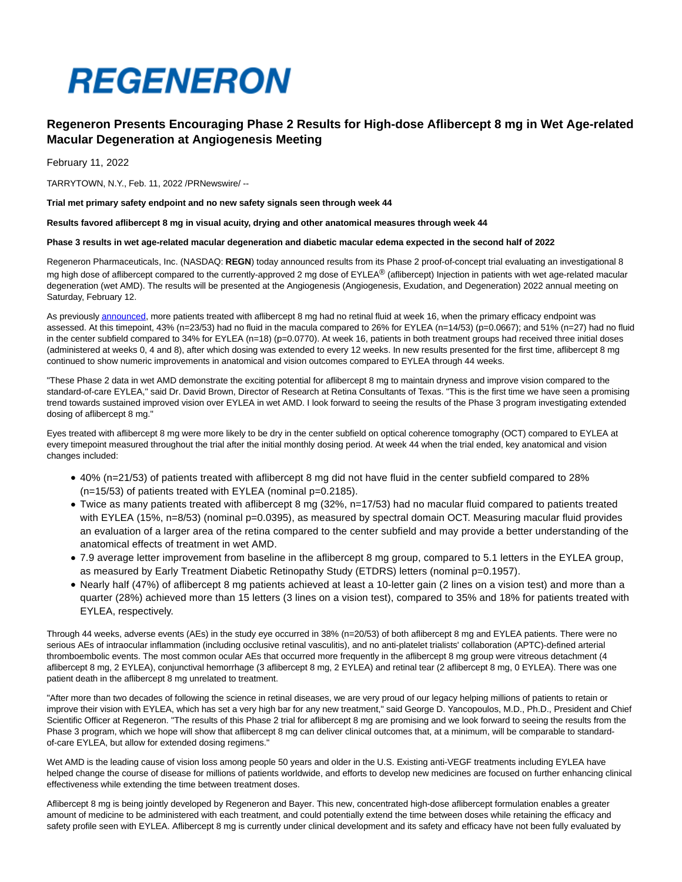# REGENERON

## Regeneron Presents Encouraging Phase 2 Results for High-dose Aflibercept 8 mg in Wet Age-related Macular Degeneration at Angiogenesis Meeting

February 11, 2022

TARRYTOWN, N.Y., Feb. 11, 2022 /PRNewswire/ --

**Trial met primary safety endpoint and no new safety signals seen through week 44**

**Results favored aflibercept 8 mg in visual acuity, drying and other anatomical measures through week 44**

**Phase 3 results in wet age-related macular degeneration and diabetic macular edema expected in the second half of 2022**

Regeneron Pharmaceuticals, Inc. (NASDAQ: **REGN**) today announced results from its Phase 2 proof-of-concept trial evaluating an investigational 8 mg high dose of aflibercept compared to the currently-approved 2 mg dose of EYLEA® (aflibercept) Injection in patients with wet age-related macular degeneration (wet AMD). The results will be presented at the Angiogenesis (Angiogenesis, Exudation, and Degeneration) 2022 annual meeting on Saturday, February 12.

As previously announced, more patients treated with aflibercept 8 mg had no retinal fluid at week 16, when the primary efficacy endpoint was assessed. At this timepoint, 43% (n=23/53) had no fluid in the macula compared to 26% for EYLEA (n=14/53) (p=0.0667); and 51% (n=27) had no fluid in the center subfield compared to 34% for EYLEA (n=18) (p=0.0770). At week 16, patients in both treatment groups had received three initial doses (administered at weeks 0, 4 and 8), after which dosing was extended to every 12 weeks. In new results presented for the first time, aflibercept 8 mg continued to show numeric improvements in anatomical and vision outcomes compared to EYLEA through 44 weeks.

"These Phase 2 data in wet AMD demonstrate the exciting potential for aflibercept 8 mg to maintain dryness and improve vision compared to the standard-of-care EYLEA," said Dr. David Brown, Director of Research at Retina Consultants of Texas. "This is the first time we have seen a promising trend towards sustained improved vision over EYLEA in wet AMD. I look forward to seeing the results of the Phase 3 program investigating extended dosing of aflibercept 8 mg."

Eyes treated with aflibercept 8 mg were more likely to be dry in the center subfield on optical coherence tomography (OCT) compared to EYLEA at every timepoint measured throughout the trial after the initial monthly dosing period. At week 44 when the trial ended, key anatomical and vision changes included:

- 40% (n=21/53) of patients treated with aflibercept 8 mg did not have fluid in the center subfield compared to 28% (n=15/53) of patients treated with EYLEA (nominal p=0.2185).
- Twice as many patients treated with aflibercept 8 mg (32%, n=17/53) had no macular fluid compared to patients treated with EYLEA (15%, n=8/53) (nominal p=0.0395), as measured by spectral domain OCT. Measuring macular fluid provides an evaluation of a larger area of the retina compared to the center subfield and may provide a better understanding of the anatomical effects of treatment in wet AMD.
- 7.9 average letter improvement from baseline in the aflibercept 8 mg group, compared to 5.1 letters in the EYLEA group, as measured by Early Treatment Diabetic Retinopathy Study (ETDRS) letters (nominal p=0.1957).
- Nearly half (47%) of aflibercept 8 mg patients achieved at least a 10-letter gain (2 lines on a vision test) and more than a quarter (28%) achieved more than 15 letters (3 lines on a vision test), compared to 35% and 18% for patients treated with EYLEA, respectively.

Through 44 weeks, adverse events (AEs) in the study eye occurred in 38% (n=20/53) of both aflibercept 8 mg and EYLEA patients. There were no serious AEs of intraocular inflammation (including occlusive retinal vasculitis), and no anti-platelet trialists' collaboration (APTC)-defined arterial thromboembolic events. The most common ocular AEs that occurred more frequently in the aflibercept 8 mg group were vitreous detachment (4 aflibercept 8 mg, 2 EYLEA), conjunctival hemorrhage (3 aflibercept 8 mg, 2 EYLEA) and retinal tear (2 aflibercept 8 mg, 0 EYLEA). There was one patient death in the aflibercept 8 mg unrelated to treatment.

"After more than two decades of following the science in retinal diseases, we are very proud of our legacy helping millions of patients to retain or improve their vision with EYLEA, which has set a very high bar for any new treatment," said George D. Yancopoulos, M.D., Ph.D., President and Chief Scientific Officer at Regeneron. "The results of this Phase 2 trial for aflibercept 8 mg are promising and we look forward to seeing the results from the Phase 3 program, which we hope will show that aflibercept 8 mg can deliver clinical outcomes that, at a minimum, will be comparable to standard-of-care EYLEA, but allow for extended dosing regimens."

Wet AMD is the leading cause of vision loss among people 50 years and older in the U.S. Existing anti-VEGF treatments including EYLEA have helped change the course of disease for millions of patients worldwide, and efforts to develop new medicines are focused on further enhancing clinical effectiveness while extending the time between treatment doses.

Aflibercept 8 mg is being jointly developed by Regeneron and Bayer. This new, concentrated high-dose aflibercept formulation enables a greater amount of medicine to be administered with each treatment, and could potentially extend the time between doses while retaining the efficacy and safety profile seen with EYLEA. Aflibercept 8 mg is currently under clinical development and its safety and efficacy have not been fully evaluated by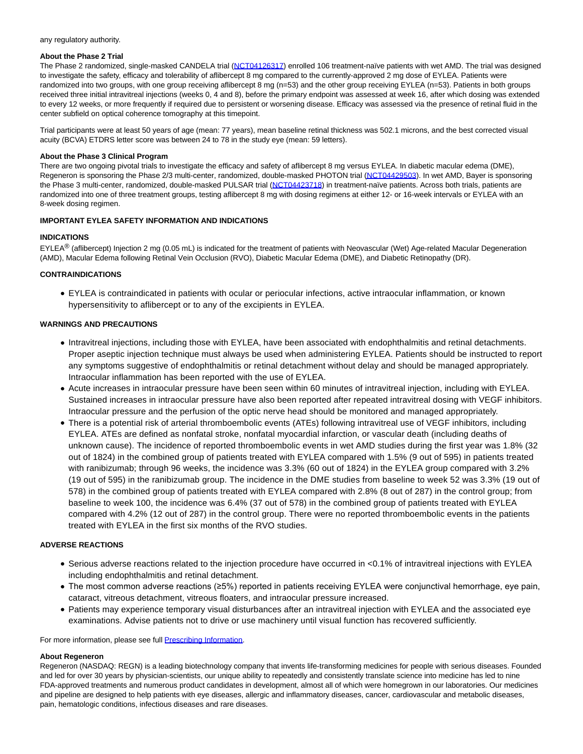any regulatory authority.

**About the Phase 2 Trial**

The Phase 2 randomized, single-masked CANDELA trial (NCT04126317) enrolled 106 treatment-naïve patients with wet AMD. The trial was designed to investigate the safety, efficacy and tolerability of aflibercept 8 mg compared to the currently-approved 2 mg dose of EYLEA. Patients were randomized into two groups, with one group receiving aflibercept 8 mg (n=53) and the other group receiving EYLEA (n=53). Patients in both groups received three initial intravitreal injections (weeks 0, 4 and 8), before the primary endpoint was assessed at week 16, after which dosing was extended to every 12 weeks, or more frequently if required due to persistent or worsening disease. Efficacy was assessed via the presence of retinal fluid in the center subfield on optical coherence tomography at this timepoint.

Trial participants were at least 50 years of age (mean: 77 years), mean baseline retinal thickness was 502.1 microns, and the best corrected visual acuity (BCVA) ETDRS letter score was between 24 to 78 in the study eye (mean: 59 letters).

**About the Phase 3 Clinical Program**

There are two ongoing pivotal trials to investigate the efficacy and safety of aflibercept 8 mg versus EYLEA. In diabetic macular edema (DME), Regeneron is sponsoring the Phase 2/3 multi-center, randomized, double-masked PHOTON trial (NCT04429503). In wet AMD, Bayer is sponsoring the Phase 3 multi-center, randomized, double-masked PULSAR trial (NCT04423718) in treatment-naïve patients. Across both trials, patients are randomized into one of three treatment groups, testing aflibercept 8 mg with dosing regimens at either 12- or 16-week intervals or EYLEA with an 8-week dosing regimen.

**IMPORTANT EYLEA SAFETY INFORMATION AND INDICATIONS**

**INDICATIONS**

EYLEA® (aflibercept) Injection 2 mg (0.05 mL) is indicated for the treatment of patients with Neovascular (Wet) Age-related Macular Degeneration (AMD), Macular Edema following Retinal Vein Occlusion (RVO), Diabetic Macular Edema (DME), and Diabetic Retinopathy (DR).

**CONTRAINDICATIONS**

- EYLEA is contraindicated in patients with ocular or periocular infections, active intraocular inflammation, or known hypersensitivity to aflibercept or to any of the excipients in EYLEA.

**WARNINGS AND PRECAUTIONS**

- Intravitreal injections, including those with EYLEA, have been associated with endophthalmitis and retinal detachments. Proper aseptic injection technique must always be used when administering EYLEA. Patients should be instructed to report any symptoms suggestive of endophthalmitis or retinal detachment without delay and should be managed appropriately. Intraocular inflammation has been reported with the use of EYLEA.
- Acute increases in intraocular pressure have been seen within 60 minutes of intravitreal injection, including with EYLEA. Sustained increases in intraocular pressure have also been reported after repeated intravitreal dosing with VEGF inhibitors. Intraocular pressure and the perfusion of the optic nerve head should be monitored and managed appropriately.
- There is a potential risk of arterial thromboembolic events (ATEs) following intravitreal use of VEGF inhibitors, including EYLEA. ATEs are defined as nonfatal stroke, nonfatal myocardial infarction, or vascular death (including deaths of unknown cause). The incidence of reported thromboembolic events in wet AMD studies during the first year was 1.8% (32 out of 1824) in the combined group of patients treated with EYLEA compared with 1.5% (9 out of 595) in patients treated with ranibizumab; through 96 weeks, the incidence was 3.3% (60 out of 1824) in the EYLEA group compared with 3.2% (19 out of 595) in the ranibizumab group. The incidence in the DME studies from baseline to week 52 was 3.3% (19 out of 578) in the combined group of patients treated with EYLEA compared with 2.8% (8 out of 287) in the control group; from baseline to week 100, the incidence was 6.4% (37 out of 578) in the combined group of patients treated with EYLEA compared with 4.2% (12 out of 287) in the control group. There were no reported thromboembolic events in the patients treated with EYLEA in the first six months of the RVO studies.

**ADVERSE REACTIONS**

- Serious adverse reactions related to the injection procedure have occurred in <0.1% of intravitreal injections with EYLEA including endophthalmitis and retinal detachment.
- The most common adverse reactions (≥5%) reported in patients receiving EYLEA were conjunctival hemorrhage, eye pain, cataract, vitreous detachment, vitreous floaters, and intraocular pressure increased.
- Patients may experience temporary visual disturbances after an intravitreal injection with EYLEA and the associated eye examinations. Advise patients not to drive or use machinery until visual function has recovered sufficiently.

For more information, please see full Prescribing Information.

**About Regeneron**

Regeneron (NASDAQ: REGN) is a leading biotechnology company that invents life-transforming medicines for people with serious diseases. Founded and led for over 30 years by physician-scientists, our unique ability to repeatedly and consistently translate science into medicine has led to nine FDA-approved treatments and numerous product candidates in development, almost all of which were homegrown in our laboratories. Our medicines and pipeline are designed to help patients with eye diseases, allergic and inflammatory diseases, cancer, cardiovascular and metabolic diseases, pain, hematologic conditions, infectious diseases and rare diseases.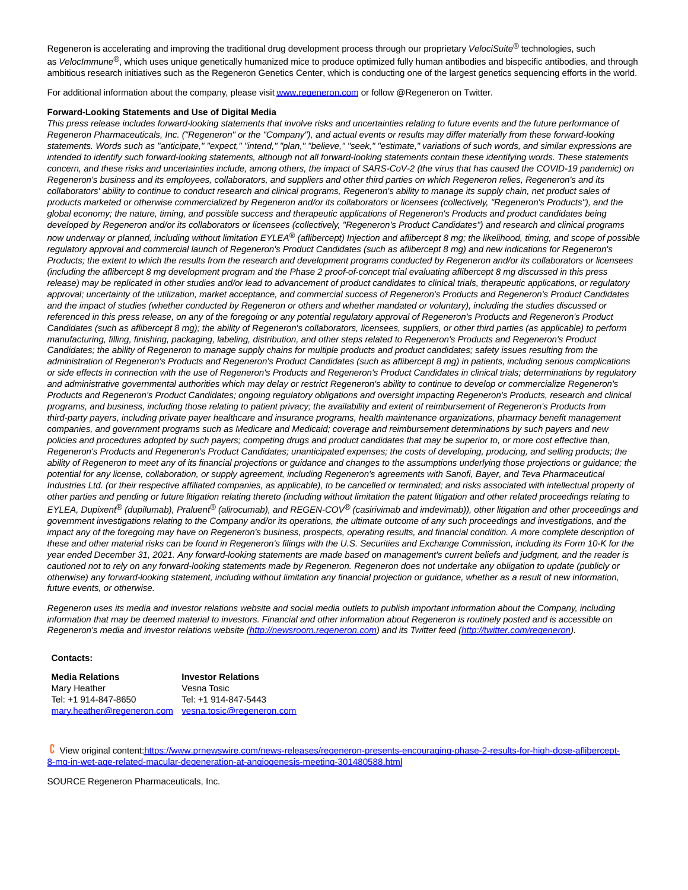Regeneron is accelerating and improving the traditional drug development process through our proprietary *VelociSuite*® technologies, such as *VelocImmune*®, which uses unique genetically humanized mice to produce optimized fully human antibodies and bispecific antibodies, and through ambitious research initiatives such as the Regeneron Genetics Center, which is conducting one of the largest genetics sequencing efforts in the world.

For additional information about the company, please visit www.regeneron.com or follow @Regeneron on Twitter.

**Forward-Looking Statements and Use of Digital Media**

*This press release includes forward-looking statements that involve risks and uncertainties relating to future events and the future performance of Regeneron Pharmaceuticals, Inc. ("Regeneron" or the "Company"), and actual events or results may differ materially from these forward-looking statements. Words such as "anticipate," "expect," "intend," "plan," "believe," "seek," "estimate," variations of such words, and similar expressions are intended to identify such forward-looking statements, although not all forward-looking statements contain these identifying words. These statements concern, and these risks and uncertainties include, among others, the impact of SARS-CoV-2 (the virus that has caused the COVID-19 pandemic) on Regeneron's business and its employees, collaborators, and suppliers and other third parties on which Regeneron relies, Regeneron's and its collaborators' ability to continue to conduct research and clinical programs, Regeneron's ability to manage its supply chain, net product sales of products marketed or otherwise commercialized by Regeneron and/or its collaborators or licensees (collectively, "Regeneron's Products"), and the global economy; the nature, timing, and possible success and therapeutic applications of Regeneron's Products and product candidates being developed by Regeneron and/or its collaborators or licensees (collectively, "Regeneron's Product Candidates") and research and clinical programs now underway or planned, including without limitation EYLEA® (aflibercept) Injection and aflibercept 8 mg; the likelihood, timing, and scope of possible regulatory approval and commercial launch of Regeneron's Product Candidates (such as aflibercept 8 mg) and new indications for Regeneron's Products; the extent to which the results from the research and development programs conducted by Regeneron and/or its collaborators or licensees (including the aflibercept 8 mg development program and the Phase 2 proof-of-concept trial evaluating aflibercept 8 mg discussed in this press release) may be replicated in other studies and/or lead to advancement of product candidates to clinical trials, therapeutic applications, or regulatory approval; uncertainty of the utilization, market acceptance, and commercial success of Regeneron's Products and Regeneron's Product Candidates and the impact of studies (whether conducted by Regeneron or others and whether mandated or voluntary), including the studies discussed or referenced in this press release, on any of the foregoing or any potential regulatory approval of Regeneron's Products and Regeneron's Product Candidates (such as aflibercept 8 mg); the ability of Regeneron's collaborators, licensees, suppliers, or other third parties (as applicable) to perform manufacturing, filling, finishing, packaging, labeling, distribution, and other steps related to Regeneron's Products and Regeneron's Product Candidates; the ability of Regeneron to manage supply chains for multiple products and product candidates; safety issues resulting from the administration of Regeneron's Products and Regeneron's Product Candidates (such as aflibercept 8 mg) in patients, including serious complications or side effects in connection with the use of Regeneron's Products and Regeneron's Product Candidates in clinical trials; determinations by regulatory and administrative governmental authorities which may delay or restrict Regeneron's ability to continue to develop or commercialize Regeneron's Products and Regeneron's Product Candidates; ongoing regulatory obligations and oversight impacting Regeneron's Products, research and clinical programs, and business, including those relating to patient privacy; the availability and extent of reimbursement of Regeneron's Products from third-party payers, including private payer healthcare and insurance programs, health maintenance organizations, pharmacy benefit management companies, and government programs such as Medicare and Medicaid; coverage and reimbursement determinations by such payers and new policies and procedures adopted by such payers; competing drugs and product candidates that may be superior to, or more cost effective than, Regeneron's Products and Regeneron's Product Candidates; unanticipated expenses; the costs of developing, producing, and selling products; the ability of Regeneron to meet any of its financial projections or guidance and changes to the assumptions underlying those projections or guidance; the potential for any license, collaboration, or supply agreement, including Regeneron's agreements with Sanofi, Bayer, and Teva Pharmaceutical Industries Ltd. (or their respective affiliated companies, as applicable), to be cancelled or terminated; and risks associated with intellectual property of other parties and pending or future litigation relating thereto (including without limitation the patent litigation and other related proceedings relating to EYLEA, Dupixent® (dupilumab), Praluent® (alirocumab), and REGEN-COV® (casirivimab and imdevimab)), other litigation and other proceedings and government investigations relating to the Company and/or its operations, the ultimate outcome of any such proceedings and investigations, and the impact any of the foregoing may have on Regeneron's business, prospects, operating results, and financial condition. A more complete description of these and other material risks can be found in Regeneron's filings with the U.S. Securities and Exchange Commission, including its Form 10-K for the year ended December 31, 2021. Any forward-looking statements are made based on management's current beliefs and judgment, and the reader is cautioned not to rely on any forward-looking statements made by Regeneron. Regeneron does not undertake any obligation to update (publicly or otherwise) any forward-looking statement, including without limitation any financial projection or guidance, whether as a result of new information, future events, or otherwise.*

*Regeneron uses its media and investor relations website and social media outlets to publish important information about the Company, including information that may be deemed material to investors. Financial and other information about Regeneron is routinely posted and is accessible on Regeneron's media and investor relations website (http://newsroom.regeneron.com) and its Twitter feed (http://twitter.com/regeneron).*

**Contacts:**

| **Media Relations** | **Investor Relations** |
|---|---|
| Mary Heather | Vesna Tosic |
| Tel: +1 914-847-8650 | Tel: +1 914-847-5443 |
| mary.heather@regeneron.com | vesna.tosic@regeneron.com |

View original content:https://www.prnewswire.com/news-releases/regeneron-presents-encouraging-phase-2-results-for-high-dose-aflibercept-8-mg-in-wet-age-related-macular-degeneration-at-angiogenesis-meeting-301480588.html

SOURCE Regeneron Pharmaceuticals, Inc.